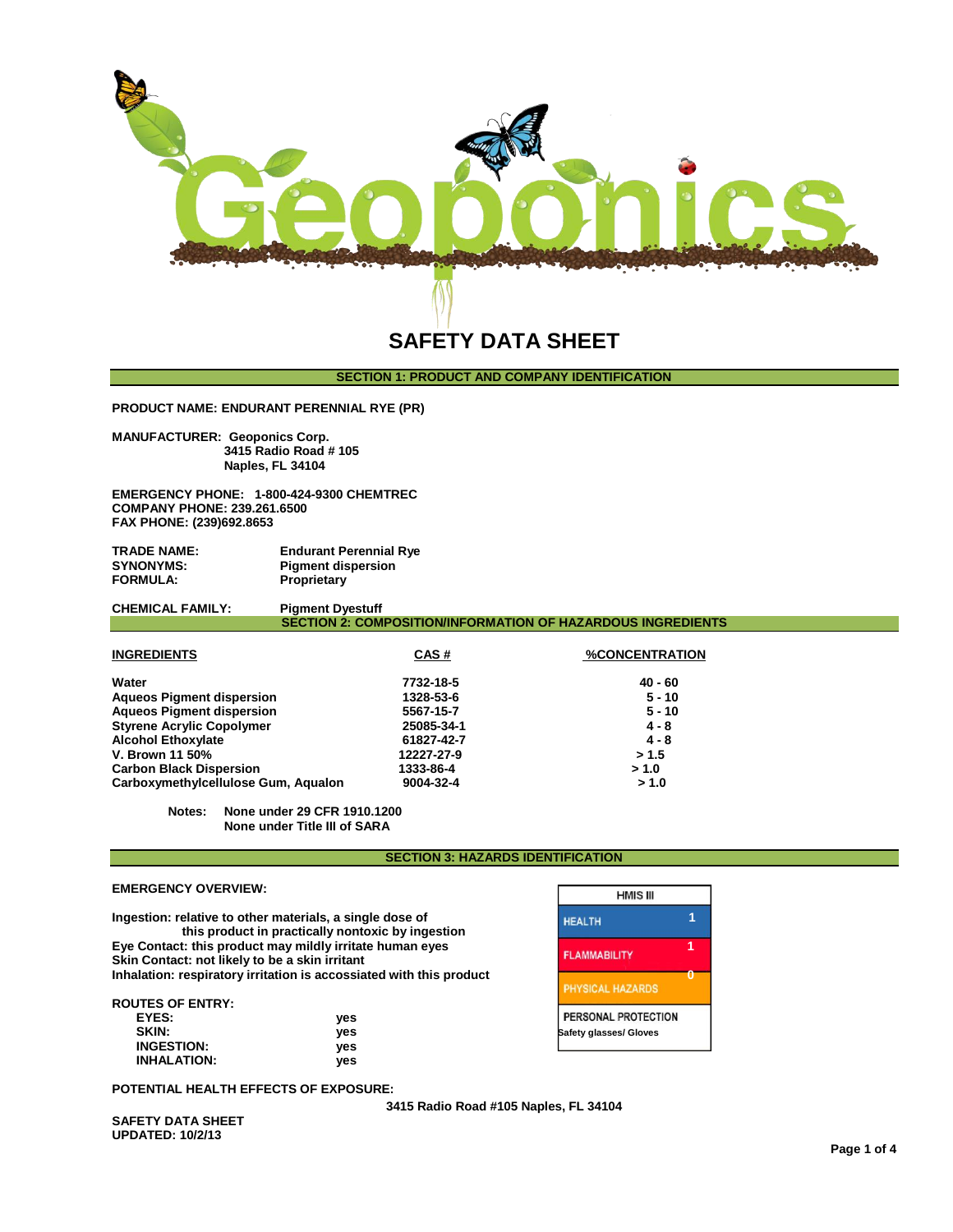# SAFETY DATA SHEET

## SECTION 1: PRODUCT AND COMPANY IDENTIFICATION

**PRODUCT NAME: ENDURANT PERENNIAL RYE (PR)**

**MANUFACTURER: Geoponics Corp.**
**3415 Radio Road # 105**
**Naples, FL 34104**

**EMERGENCY PHONE: 1-800-424-9300 CHEMTREC**
**COMPANY PHONE: 239.261.6500**
**FAX PHONE: (239)692.8653**

| | |
|---|---|
| **TRADE NAME:** | **Endurant Perennial Rye** |
| **SYNONYMS:** | **Pigment dispersion** |
| **FORMULA:** | **Proprietary** |
| **CHEMICAL FAMILY:** | **Pigment Dyestuff** |

## SECTION 2: COMPOSITION/INFORMATION OF HAZARDOUS INGREDIENTS

| INGREDIENTS | CAS # | %CONCENTRATION |
|---|---|---|
| Water | 7732-18-5 | 40 - 60 |
| Aqueos Pigment dispersion | 1328-53-6 | 5 - 10 |
| Aqueos Pigment dispersion | 5567-15-7 | 5 - 10 |
| Styrene Acrylic Copolymer | 25085-34-1 | 4 - 8 |
| Alcohol Ethoxylate | 61827-42-7 | 4 - 8 |
| V. Brown 11 50% | 12227-27-9 | > 1.5 |
| Carbon Black Dispersion | 1333-86-4 | > 1.0 |
| Carboxymethylcellulose Gum, Aqualon | 9004-32-4 | > 1.0 |

**Notes:** None under 29 CFR 1910.1200
None under Title III of SARA

## SECTION 3: HAZARDS IDENTIFICATION

**EMERGENCY OVERVIEW:**

**Ingestion:** relative to other materials, a single dose of this product in practically nontoxic by ingestion
**Eye Contact:** this product may mildly irritate human eyes
**Skin Contact:** not likely to be a skin irritant
**Inhalation:** respiratory irritation is accossiated with this product

| HMIS III | |
|---|---|
| HEALTH | 1 |
| FLAMMABILITY | 1 |
| PHYSICAL HAZARDS | 0 |
| PERSONAL PROTECTION | Safety glasses/ Gloves |

**ROUTES OF ENTRY:**

| | |
|---|---|
| EYES: | yes |
| SKIN: | yes |
| INGESTION: | yes |
| INHALATION: | yes |

**POTENTIAL HEALTH EFFECTS OF EXPOSURE:**

**3415 Radio Road #105 Naples, FL 34104**

**SAFETY DATA SHEET**
**UPDATED: 10/2/13**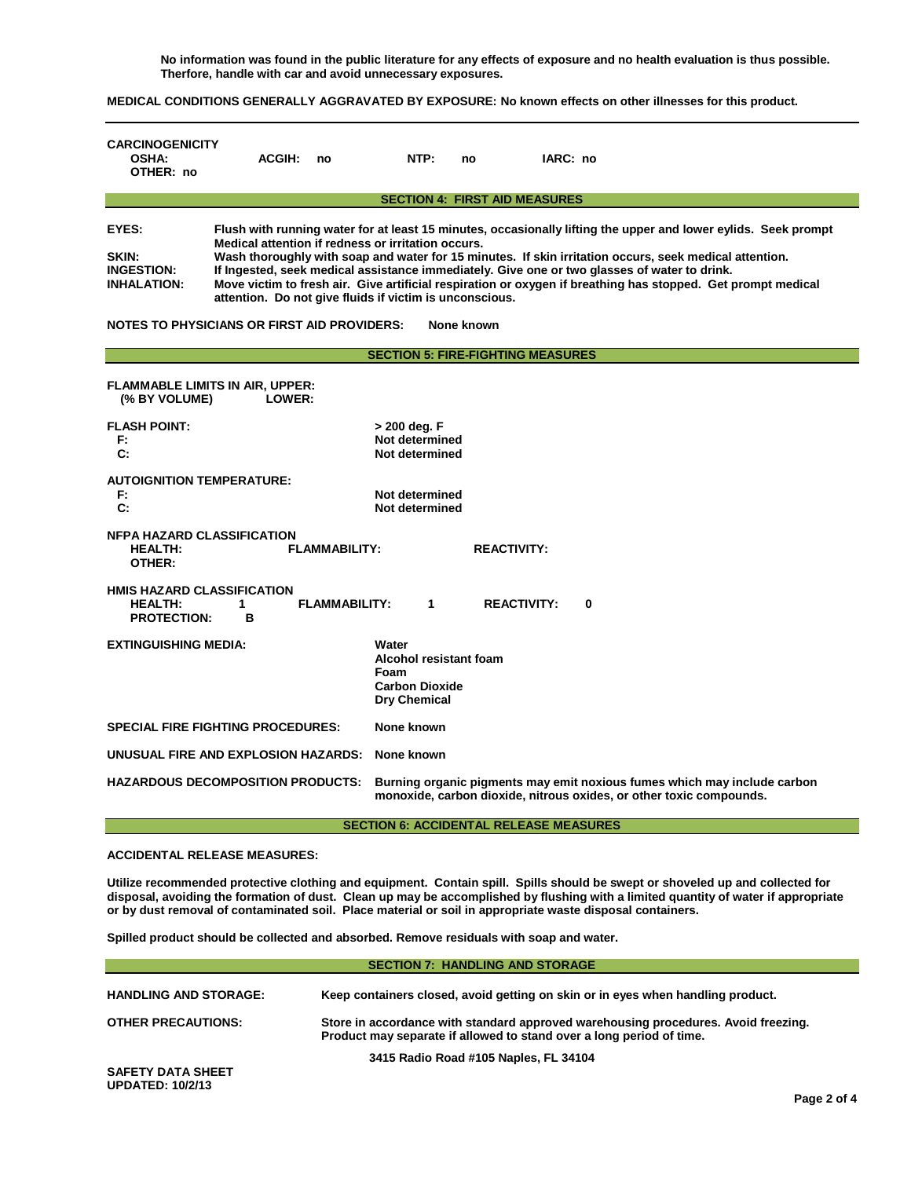**No information was found in the public literature for any effects of exposure and no health evaluation is thus possible. Therfore, handle with car and avoid unnecessary exposures.**

**MEDICAL CONDITIONS GENERALLY AGGRAVATED BY EXPOSURE: No known effects on other illnesses for this product.**

---

**CARCINOGENICITY**

| | | | |
|---|---|---|---|
| **OSHA:** | **ACGIH: no** | **NTP: no** | **IARC: no** |
| **OTHER: no** | | | |

## SECTION 4: FIRST AID MEASURES

**EYES:** Flush with running water for at least 15 minutes, occasionally lifting the upper and lower eylids. Seek prompt Medical attention if redness or irritation occurs.

**SKIN:** Wash thoroughly with soap and water for 15 minutes. If skin irritation occurs, seek medical attention.

**INGESTION:** If Ingested, seek medical assistance immediately. Give one or two glasses of water to drink.

**INHALATION:** Move victim to fresh air. Give artificial respiration or oxygen if breathing has stopped. Get prompt medical attention. Do not give fluids if victim is unconscious.

**NOTES TO PHYSICIANS OR FIRST AID PROVIDERS:** None known

## SECTION 5: FIRE-FIGHTING MEASURES

**FLAMMABLE LIMITS IN AIR, UPPER:**
**(% BY VOLUME) LOWER:**

**FLASH POINT:** > 200 deg. F
- **F:** Not determined
- **C:** Not determined

**AUTOIGNITION TEMPERATURE:**
- **F:** Not determined
- **C:** Not determined

**NFPA HAZARD CLASSIFICATION**

| | | |
|---|---|---|
| **HEALTH:** | **FLAMMABILITY:** | **REACTIVITY:** |
| **OTHER:** | | |

**HMIS HAZARD CLASSIFICATION**

| | | |
|---|---|---|
| **HEALTH: 1** | **FLAMMABILITY: 1** | **REACTIVITY: 0** |
| **PROTECTION: B** | | |

**EXTINGUISHING MEDIA:**
- Water
- Alcohol resistant foam
- Foam
- Carbon Dioxide
- Dry Chemical

**SPECIAL FIRE FIGHTING PROCEDURES:** None known

**UNUSUAL FIRE AND EXPLOSION HAZARDS:** None known

**HAZARDOUS DECOMPOSITION PRODUCTS:** Burning organic pigments may emit noxious fumes which may include carbon monoxide, carbon dioxide, nitrous oxides, or other toxic compounds.

## SECTION 6: ACCIDENTAL RELEASE MEASURES

**ACCIDENTAL RELEASE MEASURES:**

**Utilize recommended protective clothing and equipment. Contain spill. Spills should be swept or shoveled up and collected for disposal, avoiding the formation of dust. Clean up may be accomplished by flushing with a limited quantity of water if appropriate or by dust removal of contaminated soil. Place material or soil in appropriate waste disposal containers.**

**Spilled product should be collected and absorbed. Remove residuals with soap and water.**

## SECTION 7: HANDLING AND STORAGE

**HANDLING AND STORAGE:** Keep containers closed, avoid getting on skin or in eyes when handling product.

**OTHER PRECAUTIONS:** Store in accordance with standard approved warehousing procedures. Avoid freezing. Product may separate if allowed to stand over a long period of time.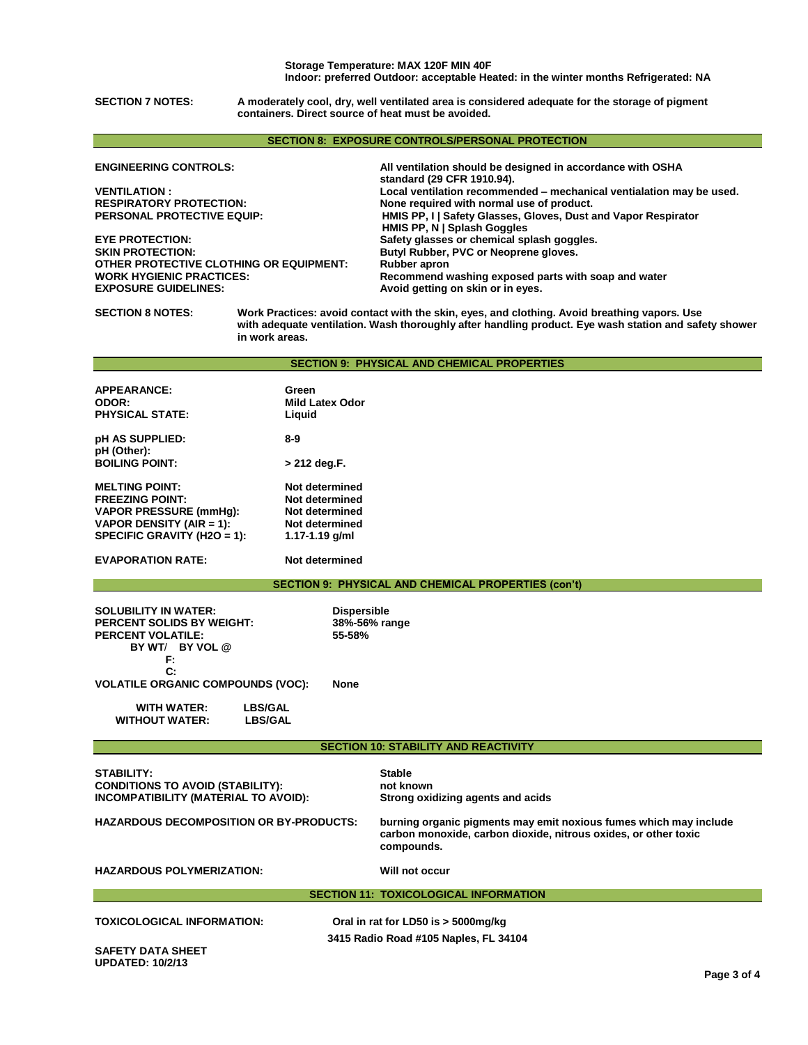**Storage Temperature: MAX 120F MIN 40F**
**Indoor: preferred Outdoor: acceptable Heated: in the winter months Refrigerated: NA**

**SECTION 7 NOTES:** A moderately cool, dry, well ventilated area is considered adequate for the storage of pigment containers. Direct source of heat must be avoided.

## SECTION 8: EXPOSURE CONTROLS/PERSONAL PROTECTION

| | |
|---|---|
| **ENGINEERING CONTROLS:** | All ventilation should be designed in accordance with OSHA standard (29 CFR 1910.94). |
| **VENTILATION :** | Local ventilation recommended – mechanical ventialation may be used. |
| **RESPIRATORY PROTECTION:** | None required with normal use of product. |
| **PERSONAL PROTECTIVE EQUIP:** | HMIS PP, I \| Safety Glasses, Gloves, Dust and Vapor Respirator<br>HMIS PP, N \| Splash Goggles |
| **EYE PROTECTION:** | Safety glasses or chemical splash goggles. |
| **SKIN PROTECTION:** | Butyl Rubber, PVC or Neoprene gloves. |
| **OTHER PROTECTIVE CLOTHING OR EQUIPMENT:** | Rubber apron |
| **WORK HYGIENIC PRACTICES:** | Recommend washing exposed parts with soap and water |
| **EXPOSURE GUIDELINES:** | Avoid getting on skin or in eyes. |

**SECTION 8 NOTES:** Work Practices: avoid contact with the skin, eyes, and clothing. Avoid breathing vapors. Use with adequate ventilation. Wash thoroughly after handling product. Eye wash station and safety shower in work areas.

## SECTION 9: PHYSICAL AND CHEMICAL PROPERTIES

| | |
|---|---|
| **APPEARANCE:** | Green |
| **ODOR:** | Mild Latex Odor |
| **PHYSICAL STATE:** | Liquid |
| **pH AS SUPPLIED:** | 8-9 |
| **pH (Other):** | |
| **BOILING POINT:** | > 212 deg.F. |
| **MELTING POINT:** | Not determined |
| **FREEZING POINT:** | Not determined |
| **VAPOR PRESSURE (mmHg):** | Not determined |
| **VAPOR DENSITY (AIR = 1):** | Not determined |
| **SPECIFIC GRAVITY (H2O = 1):** | 1.17-1.19 g/ml |
| **EVAPORATION RATE:** | Not determined |

## SECTION 9: PHYSICAL AND CHEMICAL PROPERTIES (con't)

| | |
|---|---|
| **SOLUBILITY IN WATER:** | Dispersible |
| **PERCENT SOLIDS BY WEIGHT:** | 38%-56% range |
| **PERCENT VOLATILE:** | 55-58% |
| **BY WT/ BY VOL @** | |
| **F:** | |
| **C:** | |
| **VOLATILE ORGANIC COMPOUNDS (VOC):** | None |
| **WITH WATER:** | LBS/GAL |
| **WITHOUT WATER:** | LBS/GAL |

## SECTION 10: STABILITY AND REACTIVITY

| | |
|---|---|
| **STABILITY:** | Stable |
| **CONDITIONS TO AVOID (STABILITY):** | not known |
| **INCOMPATIBILITY (MATERIAL TO AVOID):** | Strong oxidizing agents and acids |
| **HAZARDOUS DECOMPOSITION OR BY-PRODUCTS:** | burning organic pigments may emit noxious fumes which may include carbon monoxide, carbon dioxide, nitrous oxides, or other toxic compounds. |
| **HAZARDOUS POLYMERIZATION:** | Will not occur |

## SECTION 11: TOXICOLOGICAL INFORMATION

**TOXICOLOGICAL INFORMATION:** Oral in rat for LD50 is > 5000mg/kg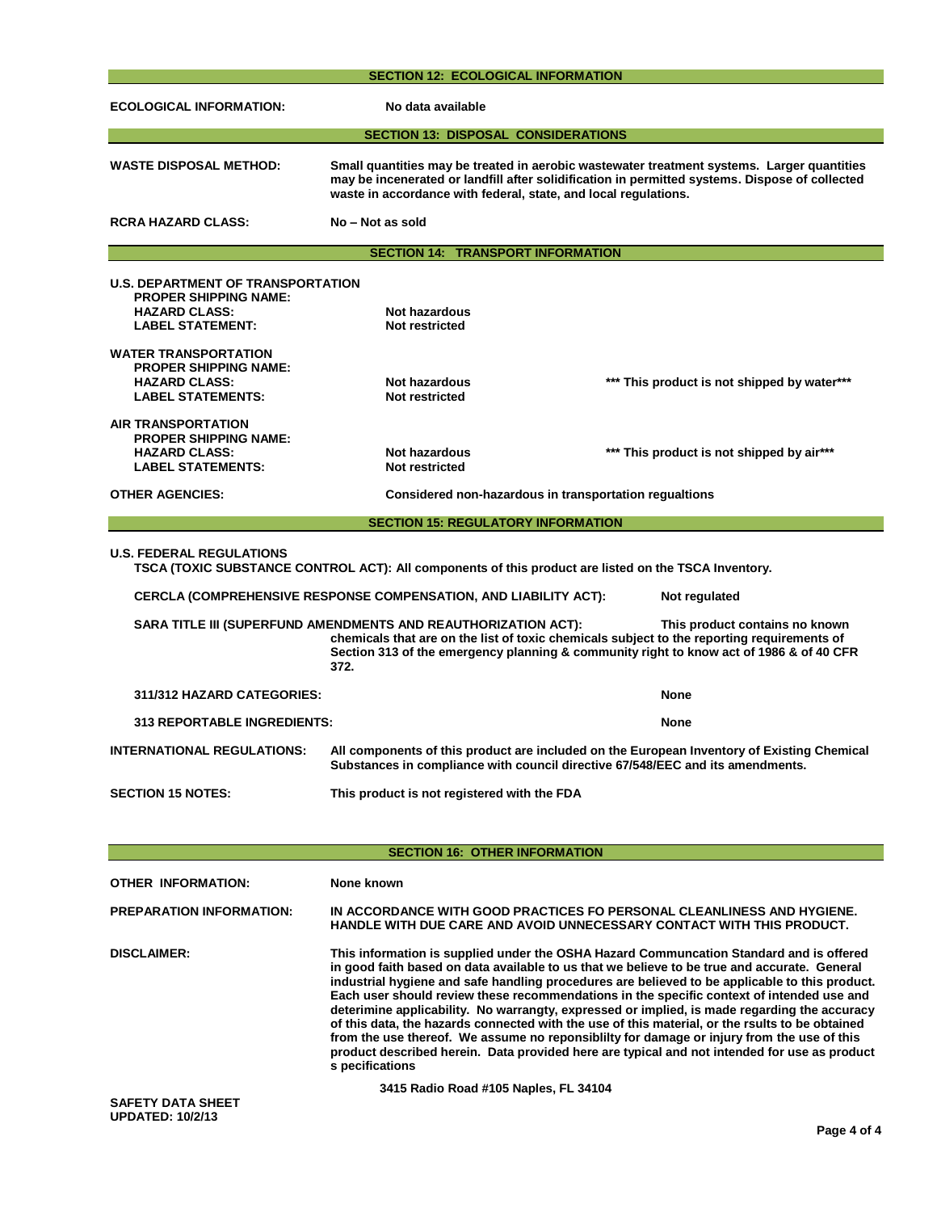## SECTION 12: ECOLOGICAL INFORMATION

**ECOLOGICAL INFORMATION:** No data available

## SECTION 13: DISPOSAL CONSIDERATIONS

**WASTE DISPOSAL METHOD:** Small quantities may be treated in aerobic wastewater treatment systems. Larger quantities may be incenerated or landfill after solidification in permitted systems. Dispose of collected waste in accordance with federal, state, and local regulations.

**RCRA HAZARD CLASS:** No – Not as sold

## SECTION 14: TRANSPORT INFORMATION

**U.S. DEPARTMENT OF TRANSPORTATION**
**PROPER SHIPPING NAME:**
**HAZARD CLASS:** Not hazardous
**LABEL STATEMENT:** Not restricted

**WATER TRANSPORTATION**
**PROPER SHIPPING NAME:**
**HAZARD CLASS:** Not hazardous
**LABEL STATEMENTS:** Not restricted

*** This product is not shipped by water***

**AIR TRANSPORTATION**
**PROPER SHIPPING NAME:**
**HAZARD CLASS:** Not hazardous
**LABEL STATEMENTS:** Not restricted

*** This product is not shipped by air***

**OTHER AGENCIES:** Considered non-hazardous in transportation regualtions

## SECTION 15: REGULATORY INFORMATION

**U.S. FEDERAL REGULATIONS**
TSCA (TOXIC SUBSTANCE CONTROL ACT): All components of this product are listed on the TSCA Inventory.

**CERCLA (COMPREHENSIVE RESPONSE COMPENSATION, AND LIABILITY ACT):** Not regulated

**SARA TITLE III (SUPERFUND AMENDMENTS AND REAUTHORIZATION ACT):** This product contains no known chemicals that are on the list of toxic chemicals subject to the reporting requirements of Section 313 of the emergency planning & community right to know act of 1986 & of 40 CFR 372.

**311/312 HAZARD CATEGORIES:** None

**313 REPORTABLE INGREDIENTS:** None

**INTERNATIONAL REGULATIONS:** All components of this product are included on the European Inventory of Existing Chemical Substances in compliance with council directive 67/548/EEC and its amendments.

**SECTION 15 NOTES:** This product is not registered with the FDA

## SECTION 16: OTHER INFORMATION

**OTHER INFORMATION:** None known

**PREPARATION INFORMATION:** IN ACCORDANCE WITH GOOD PRACTICES FO PERSONAL CLEANLINESS AND HYGIENE. HANDLE WITH DUE CARE AND AVOID UNNECESSARY CONTACT WITH THIS PRODUCT.

**DISCLAIMER:** This information is supplied under the OSHA Hazard Communcation Standard and is offered in good faith based on data available to us that we believe to be true and accurate. General industrial hygiene and safe handling procedures are believed to be applicable to this product. Each user should review these recommendations in the specific context of intended use and deterimine applicability. No warrangty, expressed or implied, is made regarding the accuracy of this data, the hazards connected with the use of this material, or the rsults to be obtained from the use thereof. We assume no reponsiblilty for damage or injury from the use of this product described herein. Data provided here are typical and not intended for use as product s pecifications

3415 Radio Road #105 Naples, FL 34104

SAFETY DATA SHEET
UPDATED: 10/2/13